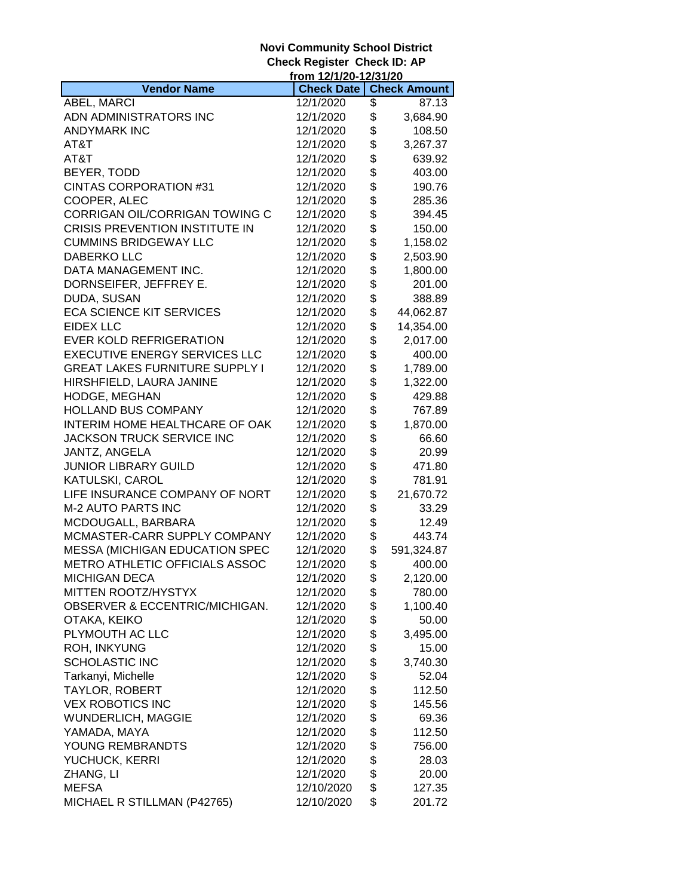**Novi Community School District**
**Check Register Check ID: AP**
**from 12/1/20-12/31/20**

| Vendor Name | Check Date | Check Amount |
|---|---|---|
| ABEL, MARCI | 12/1/2020 | $ 87.13 |
| ADN ADMINISTRATORS INC | 12/1/2020 | $ 3,684.90 |
| ANDYMARK INC | 12/1/2020 | $ 108.50 |
| AT&T | 12/1/2020 | $ 3,267.37 |
| AT&T | 12/1/2020 | $ 639.92 |
| BEYER, TODD | 12/1/2020 | $ 403.00 |
| CINTAS CORPORATION #31 | 12/1/2020 | $ 190.76 |
| COOPER, ALEC | 12/1/2020 | $ 285.36 |
| CORRIGAN OIL/CORRIGAN TOWING C | 12/1/2020 | $ 394.45 |
| CRISIS PREVENTION INSTITUTE IN | 12/1/2020 | $ 150.00 |
| CUMMINS BRIDGEWAY LLC | 12/1/2020 | $ 1,158.02 |
| DABERKO LLC | 12/1/2020 | $ 2,503.90 |
| DATA MANAGEMENT INC. | 12/1/2020 | $ 1,800.00 |
| DORNSEIFER, JEFFREY E. | 12/1/2020 | $ 201.00 |
| DUDA, SUSAN | 12/1/2020 | $ 388.89 |
| ECA SCIENCE KIT SERVICES | 12/1/2020 | $ 44,062.87 |
| EIDEX LLC | 12/1/2020 | $ 14,354.00 |
| EVER KOLD REFRIGERATION | 12/1/2020 | $ 2,017.00 |
| EXECUTIVE ENERGY SERVICES LLC | 12/1/2020 | $ 400.00 |
| GREAT LAKES FURNITURE SUPPLY I | 12/1/2020 | $ 1,789.00 |
| HIRSHFIELD, LAURA JANINE | 12/1/2020 | $ 1,322.00 |
| HODGE, MEGHAN | 12/1/2020 | $ 429.88 |
| HOLLAND BUS COMPANY | 12/1/2020 | $ 767.89 |
| INTERIM HOME HEALTHCARE OF OAK | 12/1/2020 | $ 1,870.00 |
| JACKSON TRUCK SERVICE INC | 12/1/2020 | $ 66.60 |
| JANTZ, ANGELA | 12/1/2020 | $ 20.99 |
| JUNIOR LIBRARY GUILD | 12/1/2020 | $ 471.80 |
| KATULSKI, CAROL | 12/1/2020 | $ 781.91 |
| LIFE INSURANCE COMPANY OF NORT | 12/1/2020 | $ 21,670.72 |
| M-2 AUTO PARTS INC | 12/1/2020 | $ 33.29 |
| MCDOUGALL, BARBARA | 12/1/2020 | $ 12.49 |
| MCMASTER-CARR SUPPLY COMPANY | 12/1/2020 | $ 443.74 |
| MESSA (MICHIGAN EDUCATION SPEC | 12/1/2020 | $ 591,324.87 |
| METRO ATHLETIC OFFICIALS ASSOC | 12/1/2020 | $ 400.00 |
| MICHIGAN DECA | 12/1/2020 | $ 2,120.00 |
| MITTEN ROOTZ/HYSTYX | 12/1/2020 | $ 780.00 |
| OBSERVER & ECCENTRIC/MICHIGAN. | 12/1/2020 | $ 1,100.40 |
| OTAKA, KEIKO | 12/1/2020 | $ 50.00 |
| PLYMOUTH AC LLC | 12/1/2020 | $ 3,495.00 |
| ROH, INKYUNG | 12/1/2020 | $ 15.00 |
| SCHOLASTIC INC | 12/1/2020 | $ 3,740.30 |
| Tarkanyi, Michelle | 12/1/2020 | $ 52.04 |
| TAYLOR, ROBERT | 12/1/2020 | $ 112.50 |
| VEX ROBOTICS INC | 12/1/2020 | $ 145.56 |
| WUNDERLICH, MAGGIE | 12/1/2020 | $ 69.36 |
| YAMADA, MAYA | 12/1/2020 | $ 112.50 |
| YOUNG REMBRANDTS | 12/1/2020 | $ 756.00 |
| YUCHUCK, KERRI | 12/1/2020 | $ 28.03 |
| ZHANG, LI | 12/1/2020 | $ 20.00 |
| MEFSA | 12/10/2020 | $ 127.35 |
| MICHAEL R STILLMAN (P42765) | 12/10/2020 | $ 201.72 |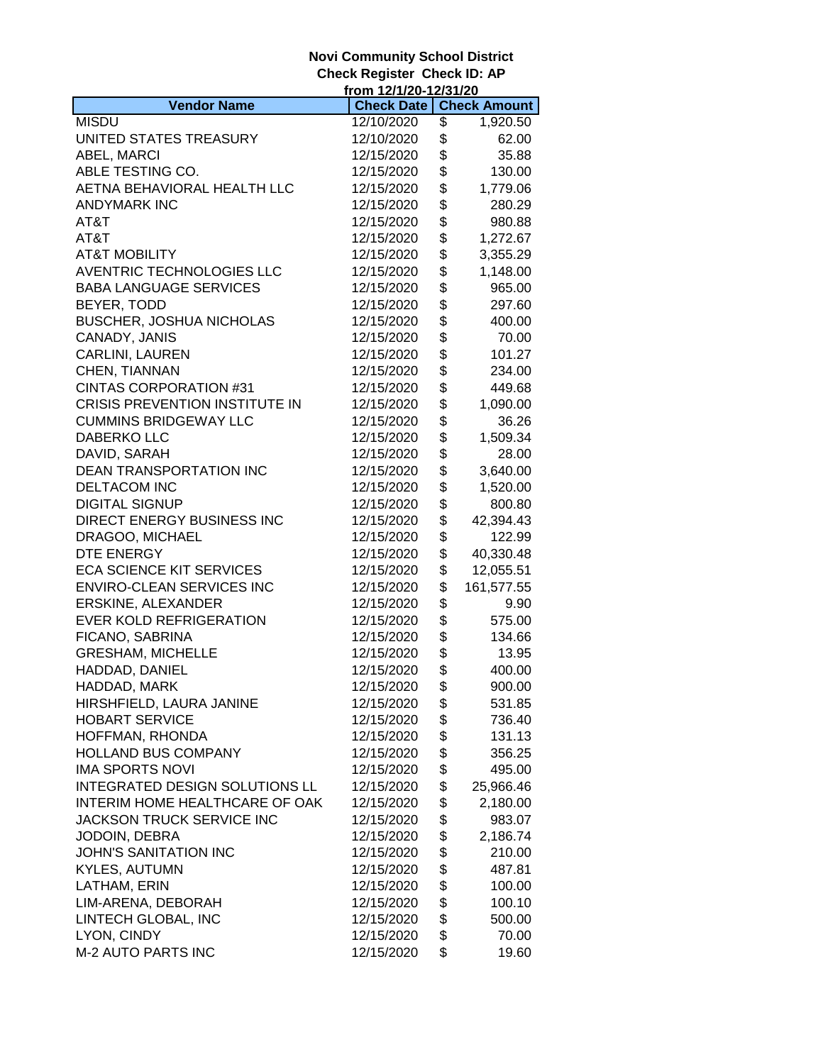**Novi Community School District**
**Check Register Check ID: AP**
**from 12/1/20-12/31/20**

| Vendor Name | Check Date | Check Amount |
|---|---|---|
| MISDU | 12/10/2020 | $ 1,920.50 |
| UNITED STATES TREASURY | 12/10/2020 | $ 62.00 |
| ABEL, MARCI | 12/15/2020 | $ 35.88 |
| ABLE TESTING CO. | 12/15/2020 | $ 130.00 |
| AETNA BEHAVIORAL HEALTH LLC | 12/15/2020 | $ 1,779.06 |
| ANDYMARK INC | 12/15/2020 | $ 280.29 |
| AT&T | 12/15/2020 | $ 980.88 |
| AT&T | 12/15/2020 | $ 1,272.67 |
| AT&T MOBILITY | 12/15/2020 | $ 3,355.29 |
| AVENTRIC TECHNOLOGIES LLC | 12/15/2020 | $ 1,148.00 |
| BABA LANGUAGE SERVICES | 12/15/2020 | $ 965.00 |
| BEYER, TODD | 12/15/2020 | $ 297.60 |
| BUSCHER, JOSHUA NICHOLAS | 12/15/2020 | $ 400.00 |
| CANADY, JANIS | 12/15/2020 | $ 70.00 |
| CARLINI, LAUREN | 12/15/2020 | $ 101.27 |
| CHEN, TIANNAN | 12/15/2020 | $ 234.00 |
| CINTAS CORPORATION #31 | 12/15/2020 | $ 449.68 |
| CRISIS PREVENTION INSTITUTE IN | 12/15/2020 | $ 1,090.00 |
| CUMMINS BRIDGEWAY LLC | 12/15/2020 | $ 36.26 |
| DABERKO LLC | 12/15/2020 | $ 1,509.34 |
| DAVID, SARAH | 12/15/2020 | $ 28.00 |
| DEAN TRANSPORTATION INC | 12/15/2020 | $ 3,640.00 |
| DELTACOM INC | 12/15/2020 | $ 1,520.00 |
| DIGITAL SIGNUP | 12/15/2020 | $ 800.80 |
| DIRECT ENERGY BUSINESS INC | 12/15/2020 | $ 42,394.43 |
| DRAGOO, MICHAEL | 12/15/2020 | $ 122.99 |
| DTE ENERGY | 12/15/2020 | $ 40,330.48 |
| ECA SCIENCE KIT SERVICES | 12/15/2020 | $ 12,055.51 |
| ENVIRO-CLEAN SERVICES INC | 12/15/2020 | $ 161,577.55 |
| ERSKINE, ALEXANDER | 12/15/2020 | $ 9.90 |
| EVER KOLD REFRIGERATION | 12/15/2020 | $ 575.00 |
| FICANO, SABRINA | 12/15/2020 | $ 134.66 |
| GRESHAM, MICHELLE | 12/15/2020 | $ 13.95 |
| HADDAD, DANIEL | 12/15/2020 | $ 400.00 |
| HADDAD, MARK | 12/15/2020 | $ 900.00 |
| HIRSHFIELD, LAURA JANINE | 12/15/2020 | $ 531.85 |
| HOBART SERVICE | 12/15/2020 | $ 736.40 |
| HOFFMAN, RHONDA | 12/15/2020 | $ 131.13 |
| HOLLAND BUS COMPANY | 12/15/2020 | $ 356.25 |
| IMA SPORTS NOVI | 12/15/2020 | $ 495.00 |
| INTEGRATED DESIGN SOLUTIONS LL | 12/15/2020 | $ 25,966.46 |
| INTERIM HOME HEALTHCARE OF OAK | 12/15/2020 | $ 2,180.00 |
| JACKSON TRUCK SERVICE INC | 12/15/2020 | $ 983.07 |
| JODOIN, DEBRA | 12/15/2020 | $ 2,186.74 |
| JOHN'S SANITATION INC | 12/15/2020 | $ 210.00 |
| KYLES, AUTUMN | 12/15/2020 | $ 487.81 |
| LATHAM, ERIN | 12/15/2020 | $ 100.00 |
| LIM-ARENA, DEBORAH | 12/15/2020 | $ 100.10 |
| LINTECH GLOBAL, INC | 12/15/2020 | $ 500.00 |
| LYON, CINDY | 12/15/2020 | $ 70.00 |
| M-2 AUTO PARTS INC | 12/15/2020 | $ 19.60 |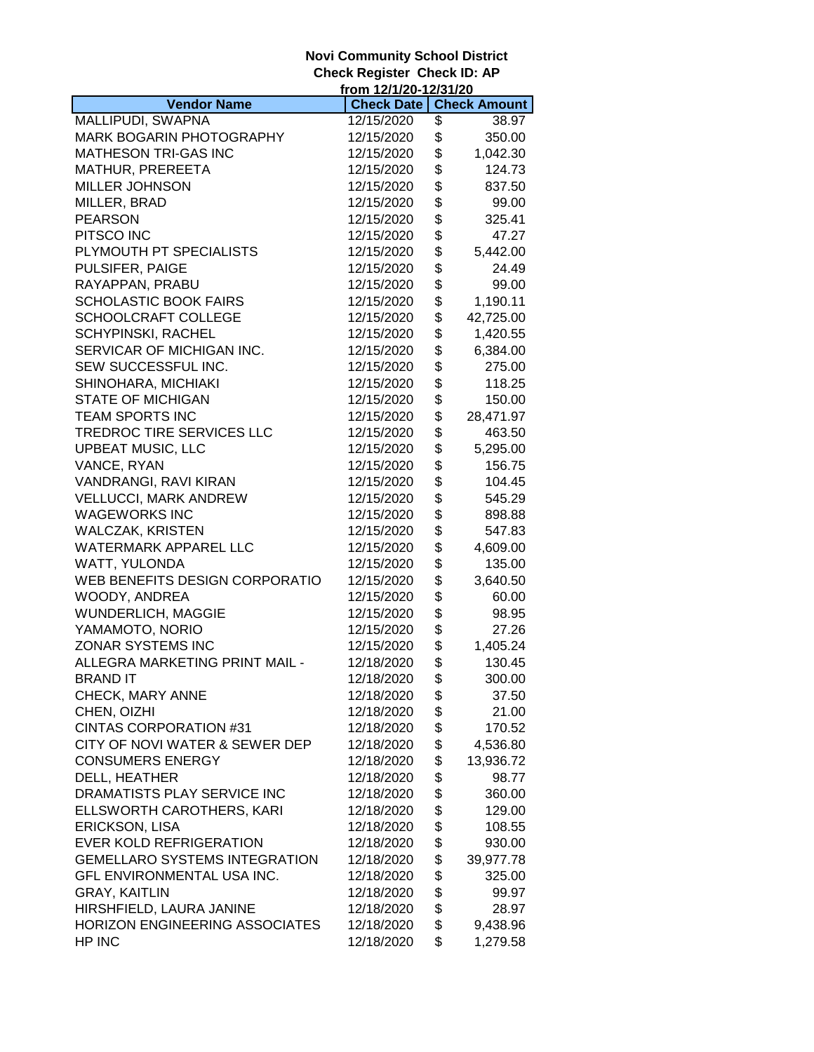**Novi Community School District**
**Check Register Check ID: AP**
**from 12/1/20-12/31/20**

| Vendor Name | Check Date | Check Amount |
|---|---|---|
| MALLIPUDI, SWAPNA | 12/15/2020 | $ 38.97 |
| MARK BOGARIN PHOTOGRAPHY | 12/15/2020 | $ 350.00 |
| MATHESON TRI-GAS INC | 12/15/2020 | $ 1,042.30 |
| MATHUR, PREREETA | 12/15/2020 | $ 124.73 |
| MILLER JOHNSON | 12/15/2020 | $ 837.50 |
| MILLER, BRAD | 12/15/2020 | $ 99.00 |
| PEARSON | 12/15/2020 | $ 325.41 |
| PITSCO INC | 12/15/2020 | $ 47.27 |
| PLYMOUTH PT SPECIALISTS | 12/15/2020 | $ 5,442.00 |
| PULSIFER, PAIGE | 12/15/2020 | $ 24.49 |
| RAYAPPAN, PRABU | 12/15/2020 | $ 99.00 |
| SCHOLASTIC BOOK FAIRS | 12/15/2020 | $ 1,190.11 |
| SCHOOLCRAFT COLLEGE | 12/15/2020 | $ 42,725.00 |
| SCHYPINSKI, RACHEL | 12/15/2020 | $ 1,420.55 |
| SERVICAR OF MICHIGAN INC. | 12/15/2020 | $ 6,384.00 |
| SEW SUCCESSFUL INC. | 12/15/2020 | $ 275.00 |
| SHINOHARA, MICHIAKI | 12/15/2020 | $ 118.25 |
| STATE OF MICHIGAN | 12/15/2020 | $ 150.00 |
| TEAM SPORTS INC | 12/15/2020 | $ 28,471.97 |
| TREDROC TIRE SERVICES LLC | 12/15/2020 | $ 463.50 |
| UPBEAT MUSIC, LLC | 12/15/2020 | $ 5,295.00 |
| VANCE, RYAN | 12/15/2020 | $ 156.75 |
| VANDRANGI, RAVI KIRAN | 12/15/2020 | $ 104.45 |
| VELLUCCI, MARK ANDREW | 12/15/2020 | $ 545.29 |
| WAGEWORKS INC | 12/15/2020 | $ 898.88 |
| WALCZAK, KRISTEN | 12/15/2020 | $ 547.83 |
| WATERMARK APPAREL LLC | 12/15/2020 | $ 4,609.00 |
| WATT, YULONDA | 12/15/2020 | $ 135.00 |
| WEB BENEFITS DESIGN CORPORATIO | 12/15/2020 | $ 3,640.50 |
| WOODY, ANDREA | 12/15/2020 | $ 60.00 |
| WUNDERLICH, MAGGIE | 12/15/2020 | $ 98.95 |
| YAMAMOTO, NORIO | 12/15/2020 | $ 27.26 |
| ZONAR SYSTEMS INC | 12/15/2020 | $ 1,405.24 |
| ALLEGRA MARKETING PRINT MAIL - | 12/18/2020 | $ 130.45 |
| BRAND IT | 12/18/2020 | $ 300.00 |
| CHECK, MARY ANNE | 12/18/2020 | $ 37.50 |
| CHEN, OIZHI | 12/18/2020 | $ 21.00 |
| CINTAS CORPORATION #31 | 12/18/2020 | $ 170.52 |
| CITY OF NOVI WATER & SEWER DEP | 12/18/2020 | $ 4,536.80 |
| CONSUMERS ENERGY | 12/18/2020 | $ 13,936.72 |
| DELL, HEATHER | 12/18/2020 | $ 98.77 |
| DRAMATISTS PLAY SERVICE INC | 12/18/2020 | $ 360.00 |
| ELLSWORTH CAROTHERS, KARI | 12/18/2020 | $ 129.00 |
| ERICKSON, LISA | 12/18/2020 | $ 108.55 |
| EVER KOLD REFRIGERATION | 12/18/2020 | $ 930.00 |
| GEMELLARO SYSTEMS INTEGRATION | 12/18/2020 | $ 39,977.78 |
| GFL ENVIRONMENTAL USA INC. | 12/18/2020 | $ 325.00 |
| GRAY, KAITLIN | 12/18/2020 | $ 99.97 |
| HIRSHFIELD, LAURA JANINE | 12/18/2020 | $ 28.97 |
| HORIZON ENGINEERING ASSOCIATES | 12/18/2020 | $ 9,438.96 |
| HP INC | 12/18/2020 | $ 1,279.58 |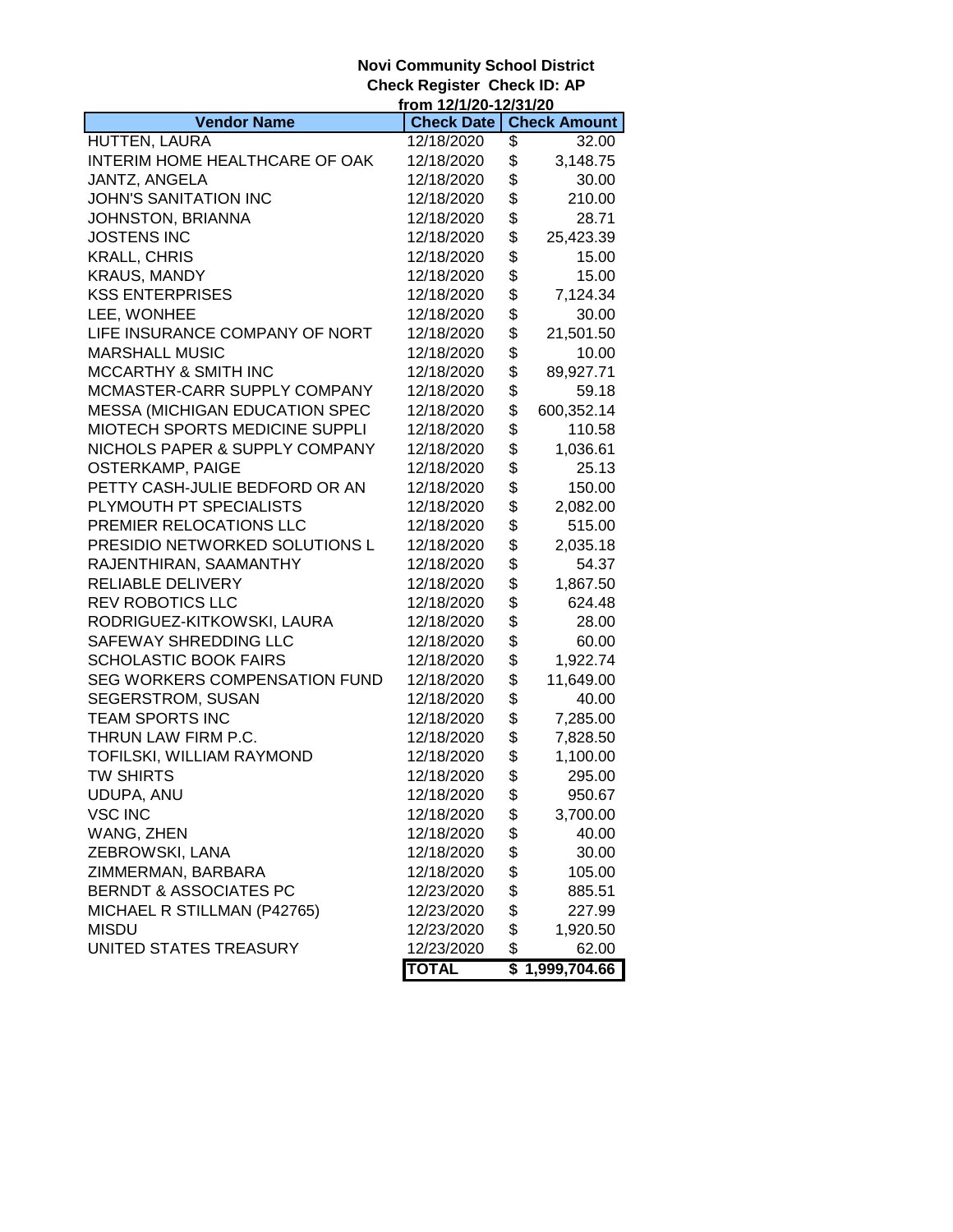**Novi Community School District**
**Check Register Check ID: AP**
**from 12/1/20-12/31/20**

| Vendor Name | Check Date | Check Amount |
|---|---|---|
| HUTTEN, LAURA | 12/18/2020 | $ 32.00 |
| INTERIM HOME HEALTHCARE OF OAK | 12/18/2020 | $ 3,148.75 |
| JANTZ, ANGELA | 12/18/2020 | $ 30.00 |
| JOHN'S SANITATION INC | 12/18/2020 | $ 210.00 |
| JOHNSTON, BRIANNA | 12/18/2020 | $ 28.71 |
| JOSTENS INC | 12/18/2020 | $ 25,423.39 |
| KRALL, CHRIS | 12/18/2020 | $ 15.00 |
| KRAUS, MANDY | 12/18/2020 | $ 15.00 |
| KSS ENTERPRISES | 12/18/2020 | $ 7,124.34 |
| LEE, WONHEE | 12/18/2020 | $ 30.00 |
| LIFE INSURANCE COMPANY OF NORT | 12/18/2020 | $ 21,501.50 |
| MARSHALL MUSIC | 12/18/2020 | $ 10.00 |
| MCCARTHY & SMITH INC | 12/18/2020 | $ 89,927.71 |
| MCMASTER-CARR SUPPLY COMPANY | 12/18/2020 | $ 59.18 |
| MESSA (MICHIGAN EDUCATION SPEC | 12/18/2020 | $ 600,352.14 |
| MIOTECH SPORTS MEDICINE SUPPLI | 12/18/2020 | $ 110.58 |
| NICHOLS PAPER & SUPPLY COMPANY | 12/18/2020 | $ 1,036.61 |
| OSTERKAMP, PAIGE | 12/18/2020 | $ 25.13 |
| PETTY CASH-JULIE BEDFORD OR AN | 12/18/2020 | $ 150.00 |
| PLYMOUTH PT SPECIALISTS | 12/18/2020 | $ 2,082.00 |
| PREMIER RELOCATIONS LLC | 12/18/2020 | $ 515.00 |
| PRESIDIO NETWORKED SOLUTIONS L | 12/18/2020 | $ 2,035.18 |
| RAJENTHIRAN, SAAMANTHY | 12/18/2020 | $ 54.37 |
| RELIABLE DELIVERY | 12/18/2020 | $ 1,867.50 |
| REV ROBOTICS LLC | 12/18/2020 | $ 624.48 |
| RODRIGUEZ-KITKOWSKI, LAURA | 12/18/2020 | $ 28.00 |
| SAFEWAY SHREDDING LLC | 12/18/2020 | $ 60.00 |
| SCHOLASTIC BOOK FAIRS | 12/18/2020 | $ 1,922.74 |
| SEG WORKERS COMPENSATION FUND | 12/18/2020 | $ 11,649.00 |
| SEGERSTROM, SUSAN | 12/18/2020 | $ 40.00 |
| TEAM SPORTS INC | 12/18/2020 | $ 7,285.00 |
| THRUN LAW FIRM P.C. | 12/18/2020 | $ 7,828.50 |
| TOFILSKI, WILLIAM RAYMOND | 12/18/2020 | $ 1,100.00 |
| TW SHIRTS | 12/18/2020 | $ 295.00 |
| UDUPA, ANU | 12/18/2020 | $ 950.67 |
| VSC INC | 12/18/2020 | $ 3,700.00 |
| WANG, ZHEN | 12/18/2020 | $ 40.00 |
| ZEBROWSKI, LANA | 12/18/2020 | $ 30.00 |
| ZIMMERMAN, BARBARA | 12/18/2020 | $ 105.00 |
| BERNDT & ASSOCIATES PC | 12/23/2020 | $ 885.51 |
| MICHAEL R STILLMAN (P42765) | 12/23/2020 | $ 227.99 |
| MISDU | 12/23/2020 | $ 1,920.50 |
| UNITED STATES TREASURY | 12/23/2020 | $ 62.00 |
| | **TOTAL** | **$ 1,999,704.66** |